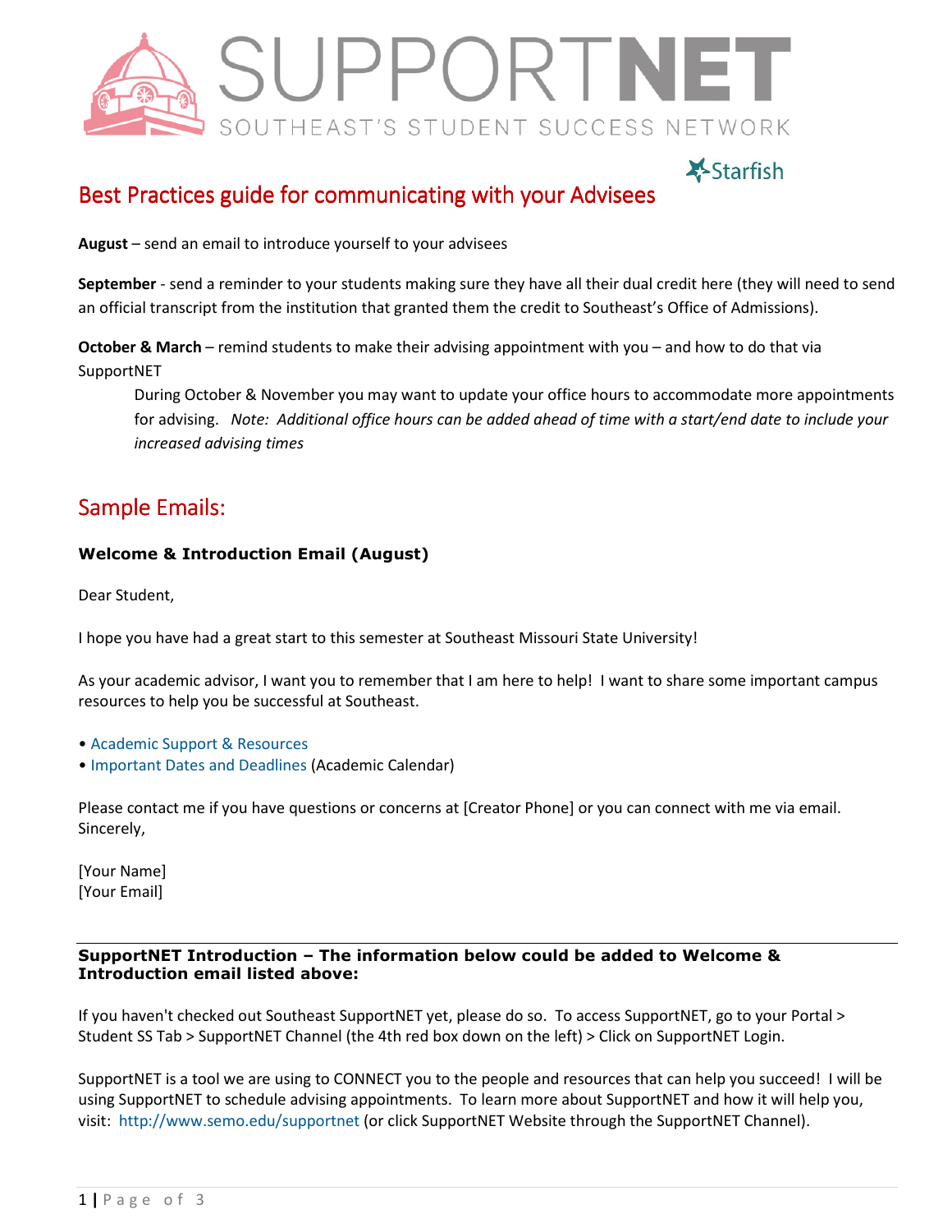# SUPPORTNET

SOUTHEAST'S STUDENT SUCCESS NETWORK

Starfish

## Best Practices guide for communicating with your Advisees

**August** – send an email to introduce yourself to your advisees

**September** - send a reminder to your students making sure they have all their dual credit here (they will need to send an official transcript from the institution that granted them the credit to Southeast's Office of Admissions).

**October & March** – remind students to make their advising appointment with you – and how to do that via SupportNET

> During October & November you may want to update your office hours to accommodate more appointments for advising. *Note: Additional office hours can be added ahead of time with a start/end date to include your increased advising times*

## Sample Emails:

### Welcome & Introduction Email (August)

Dear Student,

I hope you have had a great start to this semester at Southeast Missouri State University!

As your academic advisor, I want you to remember that I am here to help! I want to share some important campus resources to help you be successful at Southeast.

- Academic Support & Resources
- Important Dates and Deadlines (Academic Calendar)

Please contact me if you have questions or concerns at [Creator Phone] or you can connect with me via email.
Sincerely,

[Your Name]
[Your Email]

---

**SupportNET Introduction – The information below could be added to Welcome & Introduction email listed above:**

If you haven't checked out Southeast SupportNET yet, please do so. To access SupportNET, go to your Portal > Student SS Tab > SupportNET Channel (the 4th red box down on the left) > Click on SupportNET Login.

SupportNET is a tool we are using to CONNECT you to the people and resources that can help you succeed! I will be using SupportNET to schedule advising appointments. To learn more about SupportNET and how it will help you, visit: http://www.semo.edu/supportnet (or click SupportNET Website through the SupportNET Channel).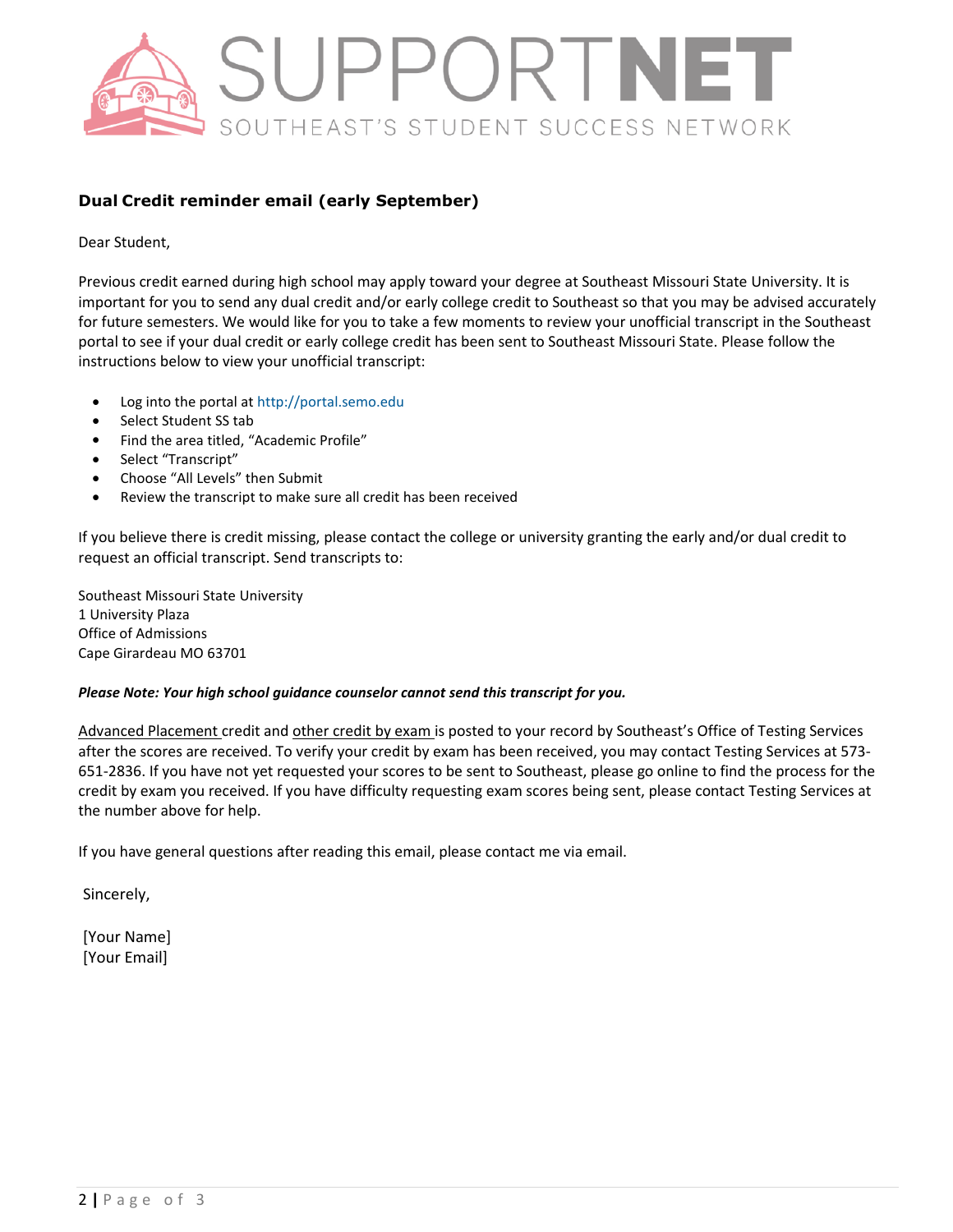SUPPORTNET
SOUTHEAST'S STUDENT SUCCESS NETWORK

## Dual Credit reminder email (early September)

Dear Student,

Previous credit earned during high school may apply toward your degree at Southeast Missouri State University. It is important for you to send any dual credit and/or early college credit to Southeast so that you may be advised accurately for future semesters. We would like for you to take a few moments to review your unofficial transcript in the Southeast portal to see if your dual credit or early college credit has been sent to Southeast Missouri State. Please follow the instructions below to view your unofficial transcript:

- Log into the portal at http://portal.semo.edu
- Select Student SS tab
- Find the area titled, "Academic Profile"
- Select "Transcript"
- Choose "All Levels" then Submit
- Review the transcript to make sure all credit has been received

If you believe there is credit missing, please contact the college or university granting the early and/or dual credit to request an official transcript. Send transcripts to:

Southeast Missouri State University
1 University Plaza
Office of Admissions
Cape Girardeau MO 63701

***Please Note: Your high school guidance counselor cannot send this transcript for you.***

Advanced Placement credit and other credit by exam is posted to your record by Southeast's Office of Testing Services after the scores are received. To verify your credit by exam has been received, you may contact Testing Services at 573-651-2836. If you have not yet requested your scores to be sent to Southeast, please go online to find the process for the credit by exam you received. If you have difficulty requesting exam scores being sent, please contact Testing Services at the number above for help.

If you have general questions after reading this email, please contact me via email.

Sincerely,

[Your Name]
[Your Email]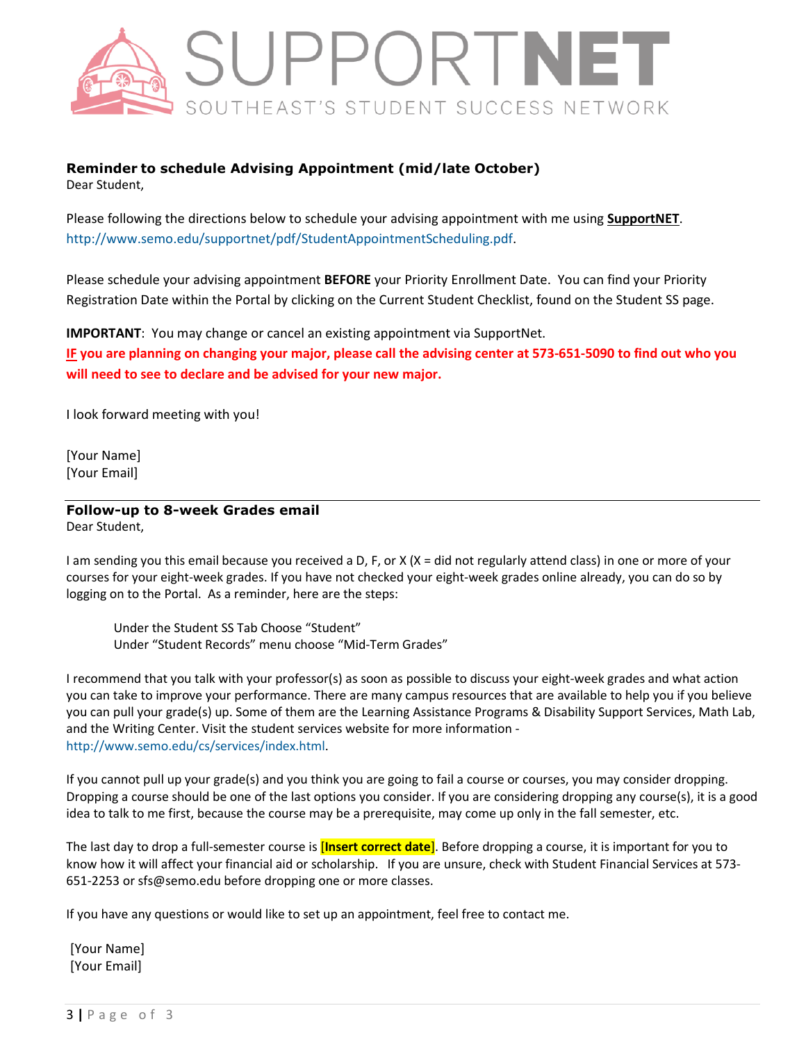# SUPPORTNET

SOUTHEAST'S STUDENT SUCCESS NETWORK

## Reminder to schedule Advising Appointment (mid/late October)

Dear Student,

Please following the directions below to schedule your advising appointment with me using **SupportNET**. http://www.semo.edu/supportnet/pdf/StudentAppointmentScheduling.pdf.

Please schedule your advising appointment **BEFORE** your Priority Enrollment Date. You can find your Priority Registration Date within the Portal by clicking on the Current Student Checklist, found on the Student SS page.

**IMPORTANT**: You may change or cancel an existing appointment via SupportNet.
**IF you are planning on changing your major, please call the advising center at 573-651-5090 to find out who you will need to see to declare and be advised for your new major.**

I look forward meeting with you!

[Your Name]
[Your Email]

---

## Follow-up to 8-week Grades email

Dear Student,

I am sending you this email because you received a D, F, or X (X = did not regularly attend class) in one or more of your courses for your eight-week grades. If you have not checked your eight-week grades online already, you can do so by logging on to the Portal. As a reminder, here are the steps:

> Under the Student SS Tab Choose "Student"
> Under "Student Records" menu choose "Mid-Term Grades"

I recommend that you talk with your professor(s) as soon as possible to discuss your eight-week grades and what action you can take to improve your performance. There are many campus resources that are available to help you if you believe you can pull your grade(s) up. Some of them are the Learning Assistance Programs & Disability Support Services, Math Lab, and the Writing Center. Visit the student services website for more information - http://www.semo.edu/cs/services/index.html.

If you cannot pull up your grade(s) and you think you are going to fail a course or courses, you may consider dropping. Dropping a course should be one of the last options you consider. If you are considering dropping any course(s), it is a good idea to talk to me first, because the course may be a prerequisite, may come up only in the fall semester, etc.

The last day to drop a full-semester course is **[Insert correct date]**. Before dropping a course, it is important for you to know how it will affect your financial aid or scholarship. If you are unsure, check with Student Financial Services at 573-651-2253 or sfs@semo.edu before dropping one or more classes.

If you have any questions or would like to set up an appointment, feel free to contact me.

[Your Name]
[Your Email]